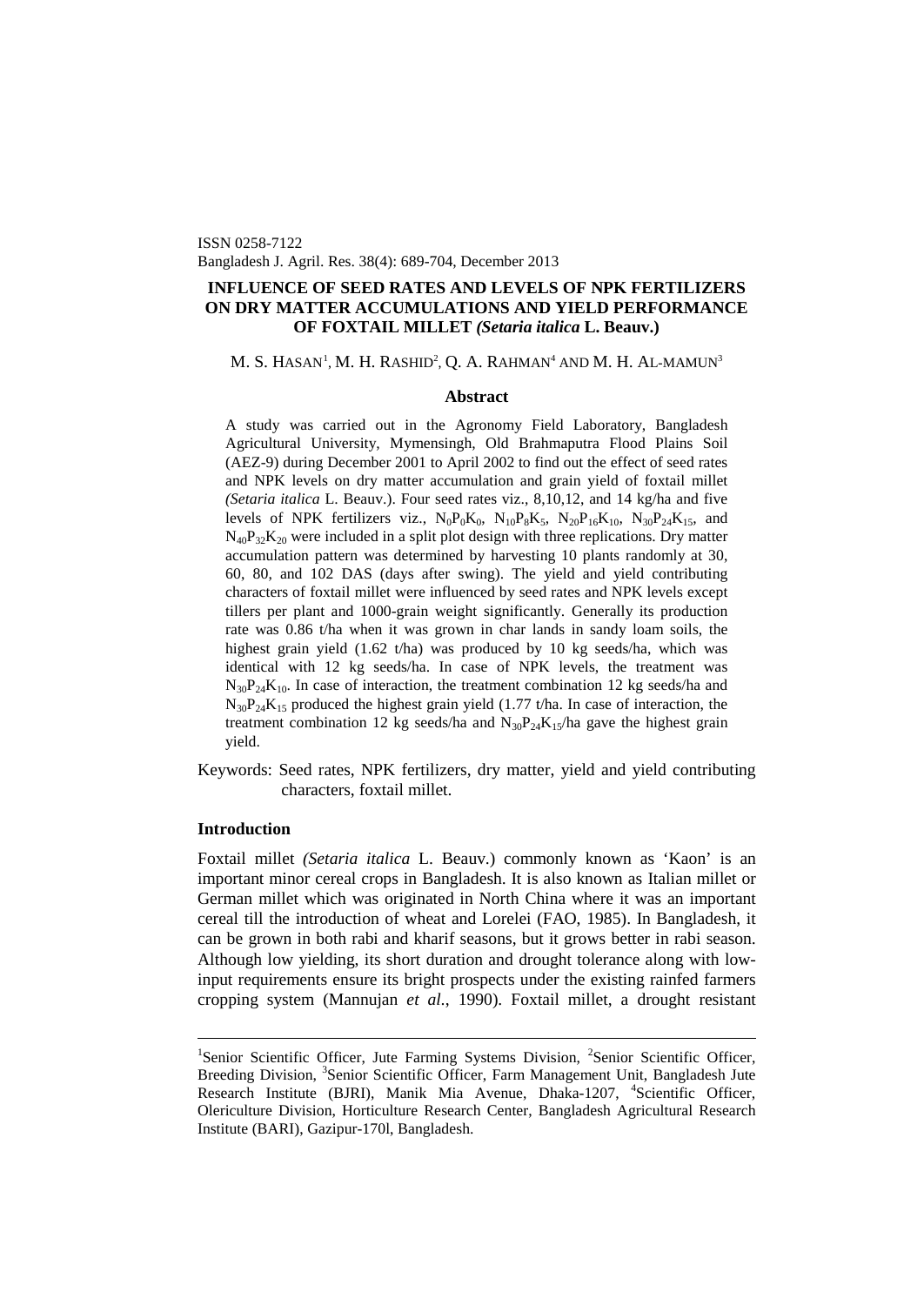ISSN 0258-7122
Bangladesh J. Agril. Res. 38(4): 689-704, December 2013

# INFLUENCE OF SEED RATES AND LEVELS OF NPK FERTILIZERS ON DRY MATTER ACCUMULATIONS AND YIELD PERFORMANCE OF FOXTAIL MILLET *(Setaria italica* L. Beauv.)

M. S. HASAN[1], M. H. RASHID[2], Q. A. RAHMAN[4] AND M. H. AL-MAMUN[3]

## Abstract

A study was carried out in the Agronomy Field Laboratory, Bangladesh Agricultural University, Mymensingh, Old Brahmaputra Flood Plains Soil (AEZ-9) during December 2001 to April 2002 to find out the effect of seed rates and NPK levels on dry matter accumulation and grain yield of foxtail millet *(Setaria italica* L. Beauv.). Four seed rates viz., 8,10,12, and 14 kg/ha and five levels of NPK fertilizers viz., $N_0P_0K_0$, $N_{10}P_8K_5$, $N_{20}P_{16}K_{10}$, $N_{30}P_{24}K_{15}$, and $N_{40}P_{32}K_{20}$ were included in a split plot design with three replications. Dry matter accumulation pattern was determined by harvesting 10 plants randomly at 30, 60, 80, and 102 DAS (days after swing). The yield and yield contributing characters of foxtail millet were influenced by seed rates and NPK levels except tillers per plant and 1000-grain weight significantly. Generally its production rate was 0.86 t/ha when it was grown in char lands in sandy loam soils, the highest grain yield (1.62 t/ha) was produced by 10 kg seeds/ha, which was identical with 12 kg seeds/ha. In case of NPK levels, the treatment was $N_{30}P_{24}K_{10}$. In case of interaction, the treatment combination 12 kg seeds/ha and $N_{30}P_{24}K_{15}$ produced the highest grain yield (1.77 t/ha. In case of interaction, the treatment combination 12 kg seeds/ha and $N_{30}P_{24}K_{15}$/ha gave the highest grain yield.

Keywords: Seed rates, NPK fertilizers, dry matter, yield and yield contributing characters, foxtail millet.

## Introduction

Foxtail millet *(Setaria italica* L. Beauv.) commonly known as 'Kaon' is an important minor cereal crops in Bangladesh. It is also known as Italian millet or German millet which was originated in North China where it was an important cereal till the introduction of wheat and Lorelei (FAO, 1985). In Bangladesh, it can be grown in both rabi and kharif seasons, but it grows better in rabi season. Although low yielding, its short duration and drought tolerance along with low-input requirements ensure its bright prospects under the existing rainfed farmers cropping system (Mannujan *et al.*, 1990). Foxtail millet, a drought resistant

---

[1]Senior Scientific Officer, Jute Farming Systems Division, [2]Senior Scientific Officer, Breeding Division, [3]Senior Scientific Officer, Farm Management Unit, Bangladesh Jute Research Institute (BJRI), Manik Mia Avenue, Dhaka-1207, [4]Scientific Officer, Olericulture Division, Horticulture Research Center, Bangladesh Agricultural Research Institute (BARI), Gazipur-170l, Bangladesh.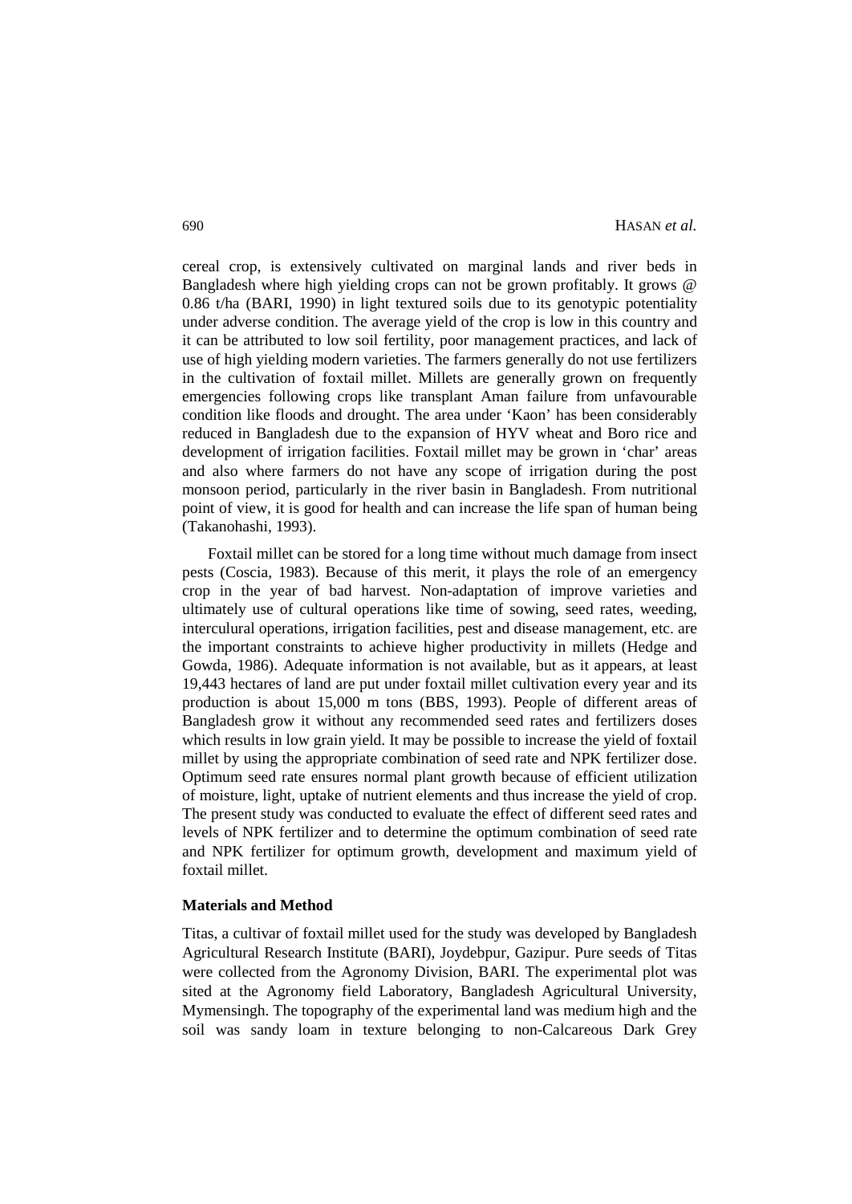cereal crop, is extensively cultivated on marginal lands and river beds in Bangladesh where high yielding crops can not be grown profitably. It grows @ 0.86 t/ha (BARI, 1990) in light textured soils due to its genotypic potentiality under adverse condition. The average yield of the crop is low in this country and it can be attributed to low soil fertility, poor management practices, and lack of use of high yielding modern varieties. The farmers generally do not use fertilizers in the cultivation of foxtail millet. Millets are generally grown on frequently emergencies following crops like transplant Aman failure from unfavourable condition like floods and drought. The area under 'Kaon' has been considerably reduced in Bangladesh due to the expansion of HYV wheat and Boro rice and development of irrigation facilities. Foxtail millet may be grown in 'char' areas and also where farmers do not have any scope of irrigation during the post monsoon period, particularly in the river basin in Bangladesh. From nutritional point of view, it is good for health and can increase the life span of human being (Takanohashi, 1993).

Foxtail millet can be stored for a long time without much damage from insect pests (Coscia, 1983). Because of this merit, it plays the role of an emergency crop in the year of bad harvest. Non-adaptation of improve varieties and ultimately use of cultural operations like time of sowing, seed rates, weeding, interculural operations, irrigation facilities, pest and disease management, etc. are the important constraints to achieve higher productivity in millets (Hedge and Gowda, 1986). Adequate information is not available, but as it appears, at least 19,443 hectares of land are put under foxtail millet cultivation every year and its production is about 15,000 m tons (BBS, 1993). People of different areas of Bangladesh grow it without any recommended seed rates and fertilizers doses which results in low grain yield. It may be possible to increase the yield of foxtail millet by using the appropriate combination of seed rate and NPK fertilizer dose. Optimum seed rate ensures normal plant growth because of efficient utilization of moisture, light, uptake of nutrient elements and thus increase the yield of crop. The present study was conducted to evaluate the effect of different seed rates and levels of NPK fertilizer and to determine the optimum combination of seed rate and NPK fertilizer for optimum growth, development and maximum yield of foxtail millet.

**Materials and Method**

Titas, a cultivar of foxtail millet used for the study was developed by Bangladesh Agricultural Research Institute (BARI), Joydebpur, Gazipur. Pure seeds of Titas were collected from the Agronomy Division, BARI. The experimental plot was sited at the Agronomy field Laboratory, Bangladesh Agricultural University, Mymensingh. The topography of the experimental land was medium high and the soil was sandy loam in texture belonging to non-Calcareous Dark Grey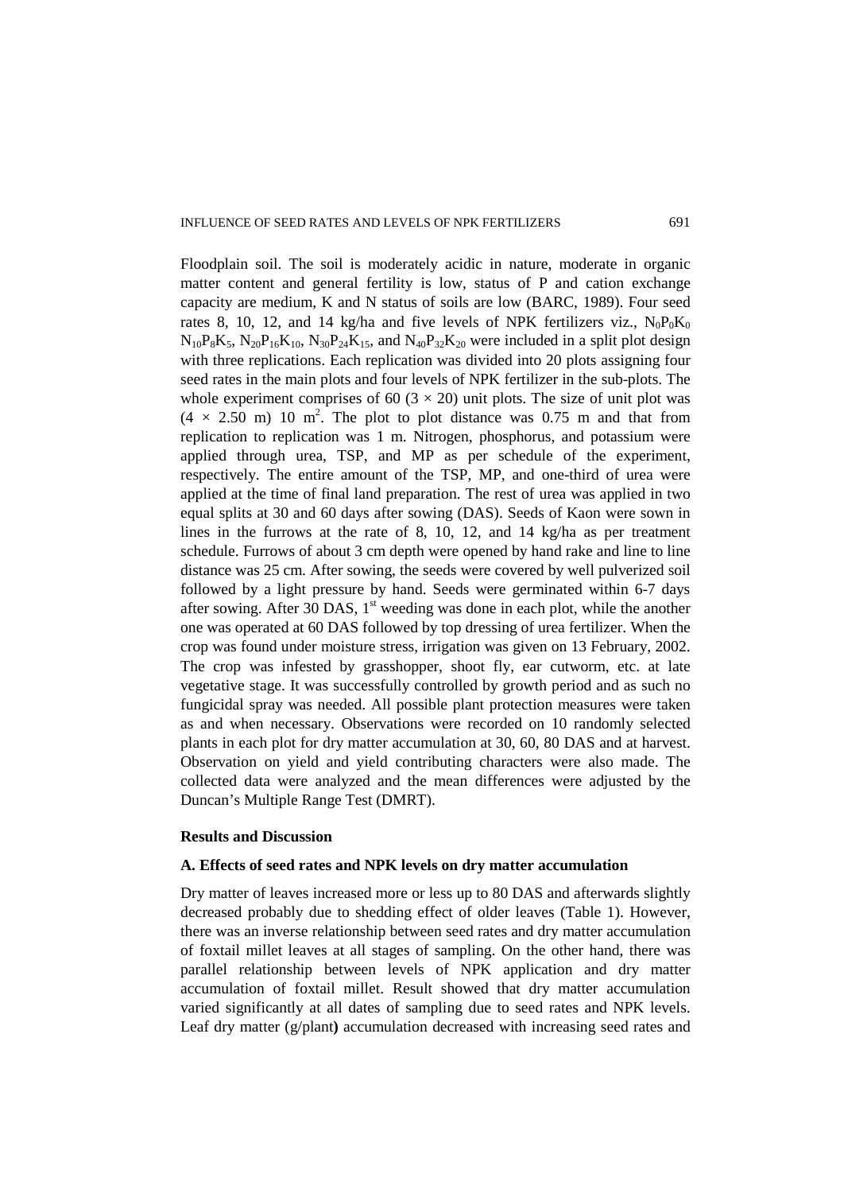Floodplain soil. The soil is moderately acidic in nature, moderate in organic matter content and general fertility is low, status of P and cation exchange capacity are medium, K and N status of soils are low (BARC, 1989). Four seed rates 8, 10, 12, and 14 kg/ha and five levels of NPK fertilizers viz., $N_0P_0K_0$ $N_{10}P_8K_5$, $N_{20}P_{16}K_{10}$, $N_{30}P_{24}K_{15}$, and $N_{40}P_{32}K_{20}$ were included in a split plot design with three replications. Each replication was divided into 20 plots assigning four seed rates in the main plots and four levels of NPK fertilizer in the sub-plots. The whole experiment comprises of 60 ($3 \times 20$) unit plots. The size of unit plot was ($4 \times 2.50$ m) 10 $m^2$. The plot to plot distance was 0.75 m and that from replication to replication was 1 m. Nitrogen, phosphorus, and potassium were applied through urea, TSP, and MP as per schedule of the experiment, respectively. The entire amount of the TSP, MP, and one-third of urea were applied at the time of final land preparation. The rest of urea was applied in two equal splits at 30 and 60 days after sowing (DAS). Seeds of Kaon were sown in lines in the furrows at the rate of 8, 10, 12, and 14 kg/ha as per treatment schedule. Furrows of about 3 cm depth were opened by hand rake and line to line distance was 25 cm. After sowing, the seeds were covered by well pulverized soil followed by a light pressure by hand. Seeds were germinated within 6-7 days after sowing. After 30 DAS, 1st weeding was done in each plot, while the another one was operated at 60 DAS followed by top dressing of urea fertilizer. When the crop was found under moisture stress, irrigation was given on 13 February, 2002. The crop was infested by grasshopper, shoot fly, ear cutworm, etc. at late vegetative stage. It was successfully controlled by growth period and as such no fungicidal spray was needed. All possible plant protection measures were taken as and when necessary. Observations were recorded on 10 randomly selected plants in each plot for dry matter accumulation at 30, 60, 80 DAS and at harvest. Observation on yield and yield contributing characters were also made. The collected data were analyzed and the mean differences were adjusted by the Duncan's Multiple Range Test (DMRT).

## Results and Discussion

### A. Effects of seed rates and NPK levels on dry matter accumulation

Dry matter of leaves increased more or less up to 80 DAS and afterwards slightly decreased probably due to shedding effect of older leaves (Table 1). However, there was an inverse relationship between seed rates and dry matter accumulation of foxtail millet leaves at all stages of sampling. On the other hand, there was parallel relationship between levels of NPK application and dry matter accumulation of foxtail millet. Result showed that dry matter accumulation varied significantly at all dates of sampling due to seed rates and NPK levels. Leaf dry matter (g/plant) accumulation decreased with increasing seed rates and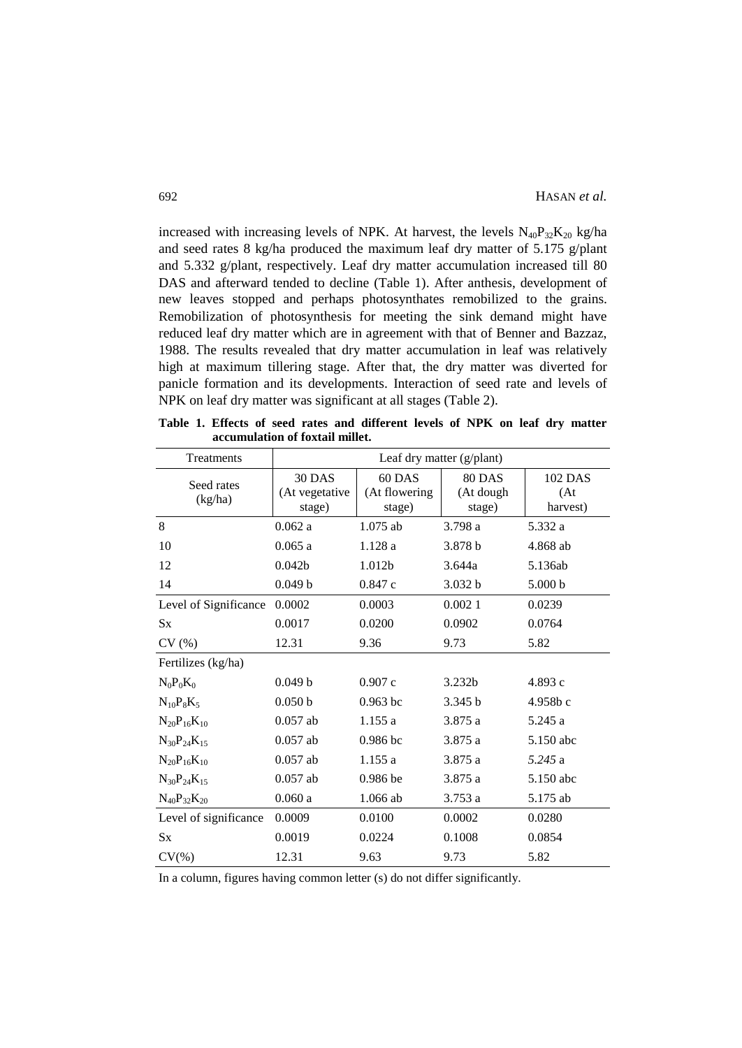increased with increasing levels of NPK. At harvest, the levels $N_{40}P_{32}K_{20}$ kg/ha and seed rates 8 kg/ha produced the maximum leaf dry matter of 5.175 g/plant and 5.332 g/plant, respectively. Leaf dry matter accumulation increased till 80 DAS and afterward tended to decline (Table 1). After anthesis, development of new leaves stopped and perhaps photosynthates remobilized to the grains. Remobilization of photosynthesis for meeting the sink demand might have reduced leaf dry matter which are in agreement with that of Benner and Bazzaz, 1988. The results revealed that dry matter accumulation in leaf was relatively high at maximum tillering stage. After that, the dry matter was diverted for panicle formation and its developments. Interaction of seed rate and levels of NPK on leaf dry matter was significant at all stages (Table 2).

**Table 1. Effects of seed rates and different levels of NPK on leaf dry matter accumulation of foxtail millet.**

| Treatments | Leaf dry matter (g/plant) | | | |
|---|---|---|---|---|
| Seed rates (kg/ha) | 30 DAS (At vegetative stage) | 60 DAS (At flowering stage) | 80 DAS (At dough stage) | 102 DAS (At harvest) |
| 8 | 0.062 a | 1.075 ab | 3.798 a | 5.332 a |
| 10 | 0.065 a | 1.128 a | 3.878 b | 4.868 ab |
| 12 | 0.042b | 1.012b | 3.644a | 5.136ab |
| 14 | 0.049 b | 0.847 c | 3.032 b | 5.000 b |
| Level of Significance | 0.0002 | 0.0003 | 0.002 1 | 0.0239 |
| Sx | 0.0017 | 0.0200 | 0.0902 | 0.0764 |
| CV (%) | 12.31 | 9.36 | 9.73 | 5.82 |
| Fertilizes (kg/ha) | | | | |
| $N_0P_0K_0$ | 0.049 b | 0.907 c | 3.232b | 4.893 c |
| $N_{10}P_8K_5$ | 0.050 b | 0.963 bc | 3.345 b | 4.958b c |
| $N_{20}P_{16}K_{10}$ | 0.057 ab | 1.155 a | 3.875 a | 5.245 a |
| $N_{30}P_{24}K_{15}$ | 0.057 ab | 0.986 bc | 3.875 a | 5.150 abc |
| $N_{20}P_{16}K_{10}$ | 0.057 ab | 1.155 a | 3.875 a | *5.245* a |
| $N_{30}P_{24}K_{15}$ | 0.057 ab | 0.986 be | 3.875 a | 5.150 abc |
| $N_{40}P_{32}K_{20}$ | 0.060 a | 1.066 ab | 3.753 a | 5.175 ab |
| Level of significance | 0.0009 | 0.0100 | 0.0002 | 0.0280 |
| Sx | 0.0019 | 0.0224 | 0.1008 | 0.0854 |
| CV(%) | 12.31 | 9.63 | 9.73 | 5.82 |

In a column, figures having common letter (s) do not differ significantly.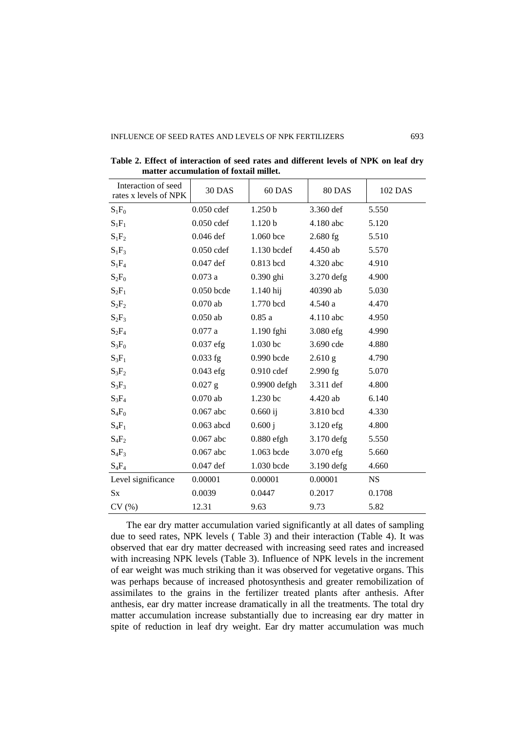**Table 2. Effect of interaction of seed rates and different levels of NPK on leaf dry matter accumulation of foxtail millet.**

| Interaction of seed rates x levels of NPK | 30 DAS | 60 DAS | 80 DAS | 102 DAS |
|---|---|---|---|---|
| $S_1F_0$ | 0.050 cdef | 1.250 b | 3.360 def | 5.550 |
| $S_1F_1$ | 0.050 cdef | 1.120 b | 4.180 abc | 5.120 |
| $S_1F_2$ | 0.046 def | 1.060 bce | 2.680 fg | 5.510 |
| $S_1F_3$ | 0.050 cdef | 1.130 bcdef | 4.450 ab | 5.570 |
| $S_1F_4$ | 0.047 def | 0.813 bcd | 4.320 abc | 4.910 |
| $S_2F_0$ | 0.073 a | 0.390 ghi | 3.270 defg | 4.900 |
| $S_2F_1$ | 0.050 bcde | 1.140 hij | 40390 ab | 5.030 |
| $S_2F_2$ | 0.070 ab | 1.770 bcd | 4.540 a | 4.470 |
| $S_2F_3$ | 0.050 ab | 0.85 a | 4.110 abc | 4.950 |
| $S_2F_4$ | 0.077 a | 1.190 fghi | 3.080 efg | 4.990 |
| $S_3F_0$ | 0.037 efg | 1.030 bc | 3.690 cde | 4.880 |
| $S_3F_1$ | 0.033 fg | 0.990 bcde | 2.610 g | 4.790 |
| $S_3F_2$ | 0.043 efg | 0.910 cdef | 2.990 fg | 5.070 |
| $S_3F_3$ | 0.027 g | 0.9900 defgh | 3.311 def | 4.800 |
| $S_3F_4$ | 0.070 ab | 1.230 bc | 4.420 ab | 6.140 |
| $S_4F_0$ | 0.067 abc | 0.660 ij | 3.810 bcd | 4.330 |
| $S_4F_1$ | 0.063 abcd | 0.600 j | 3.120 efg | 4.800 |
| $S_4F_2$ | 0.067 abc | 0.880 efgh | 3.170 defg | 5.550 |
| $S_4F_3$ | 0.067 abc | 1.063 bcde | 3.070 efg | 5.660 |
| $S_4F_4$ | 0.047 def | 1.030 bcde | 3.190 defg | 4.660 |
| Level significance | 0.00001 | 0.00001 | 0.00001 | NS |
| Sx | 0.0039 | 0.0447 | 0.2017 | 0.1708 |
| CV (%) | 12.31 | 9.63 | 9.73 | 5.82 |

The ear dry matter accumulation varied significantly at all dates of sampling due to seed rates, NPK levels ( Table 3) and their interaction (Table 4). It was observed that ear dry matter decreased with increasing seed rates and increased with increasing NPK levels (Table 3). Influence of NPK levels in the increment of ear weight was much striking than it was observed for vegetative organs. This was perhaps because of increased photosynthesis and greater remobilization of assimilates to the grains in the fertilizer treated plants after anthesis. After anthesis, ear dry matter increase dramatically in all the treatments. The total dry matter accumulation increase substantially due to increasing ear dry matter in spite of reduction in leaf dry weight. Ear dry matter accumulation was much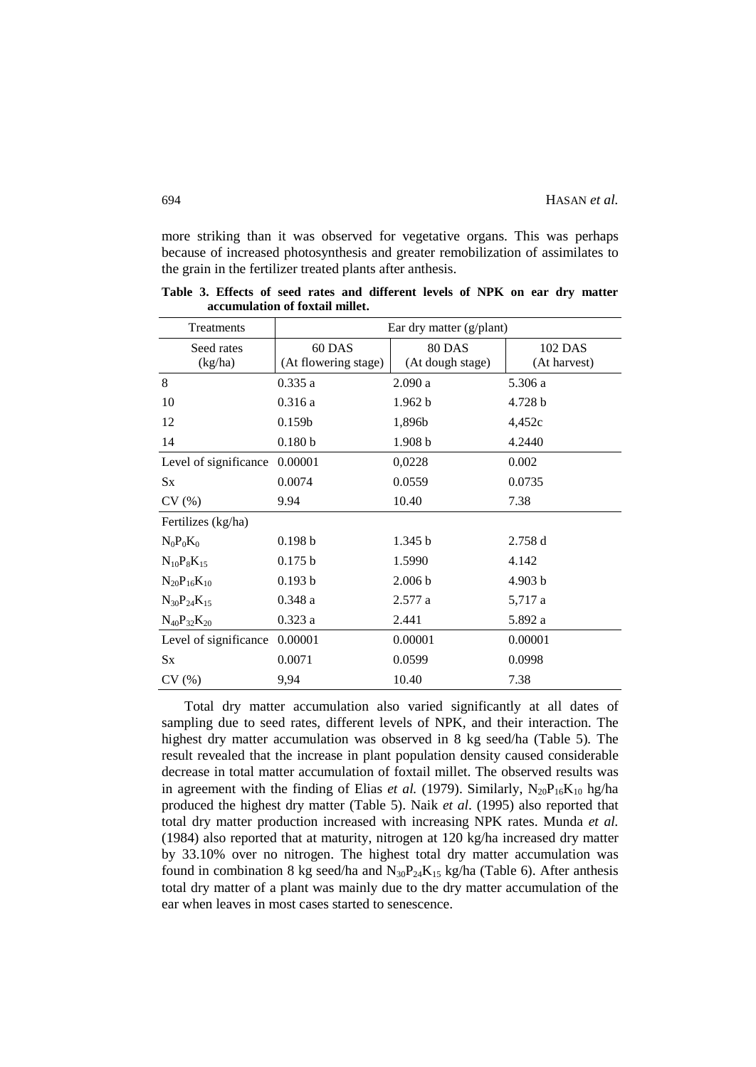more striking than it was observed for vegetative organs. This was perhaps because of increased photosynthesis and greater remobilization of assimilates to the grain in the fertilizer treated plants after anthesis.

**Table 3. Effects of seed rates and different levels of NPK on ear dry matter accumulation of foxtail millet.**

| Treatments | Ear dry matter (g/plant) | | |
|---|---|---|---|
| Seed rates (kg/ha) | 60 DAS (At flowering stage) | 80 DAS (At dough stage) | 102 DAS (At harvest) |
| 8 | 0.335 a | 2.090 a | 5.306 a |
| 10 | 0.316 a | 1.962 b | 4.728 b |
| 12 | 0.159b | 1,896b | 4,452c |
| 14 | 0.180 b | 1.908 b | 4.2440 |
| Level of significance | 0.00001 | 0,0228 | 0.002 |
| Sx | 0.0074 | 0.0559 | 0.0735 |
| CV (%) | 9.94 | 10.40 | 7.38 |
| Fertilizes (kg/ha) | | | |
| $N_0P_0K_0$ | 0.198 b | 1.345 b | 2.758 d |
| $N_{10}P_8K_{15}$ | 0.175 b | 1.5990 | 4.142 |
| $N_{20}P_{16}K_{10}$ | 0.193 b | 2.006 b | 4.903 b |
| $N_{30}P_{24}K_{15}$ | 0.348 a | 2.577 a | 5,717 a |
| $N_{40}P_{32}K_{20}$ | 0.323 a | 2.441 | 5.892 a |
| Level of significance | 0.00001 | 0.00001 | 0.00001 |
| Sx | 0.0071 | 0.0599 | 0.0998 |
| CV (%) | 9,94 | 10.40 | 7.38 |

Total dry matter accumulation also varied significantly at all dates of sampling due to seed rates, different levels of NPK, and their interaction. The highest dry matter accumulation was observed in 8 kg seed/ha (Table 5). The result revealed that the increase in plant population density caused considerable decrease in total matter accumulation of foxtail millet. The observed results was in agreement with the finding of Elias *et al.* (1979). Similarly, $N_{20}P_{16}K_{10}$ hg/ha produced the highest dry matter (Table 5). Naik *et al*. (1995) also reported that total dry matter production increased with increasing NPK rates. Munda *et al.* (1984) also reported that at maturity, nitrogen at 120 kg/ha increased dry matter by 33.10% over no nitrogen. The highest total dry matter accumulation was found in combination 8 kg seed/ha and $N_{30}P_{24}K_{15}$ kg/ha (Table 6). After anthesis total dry matter of a plant was mainly due to the dry matter accumulation of the ear when leaves in most cases started to senescence.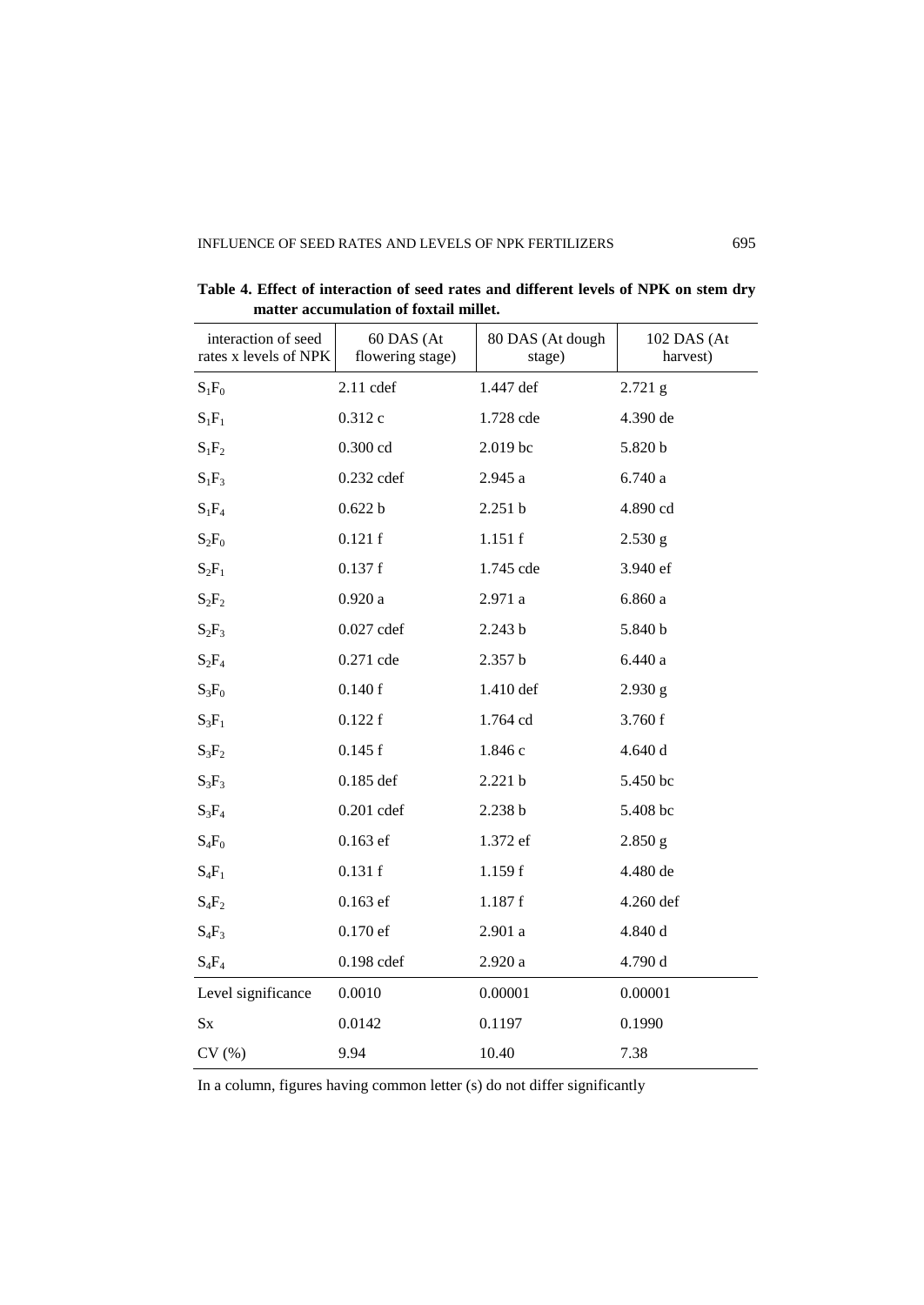**Table 4. Effect of interaction of seed rates and different levels of NPK on stem dry matter accumulation of foxtail millet.**

| interaction of seed rates x levels of NPK | 60 DAS (At flowering stage) | 80 DAS (At dough stage) | 102 DAS (At harvest) |
|---|---|---|---|
| $S_1F_0$ | 2.11 cdef | 1.447 def | 2.721 g |
| $S_1F_1$ | 0.312 c | 1.728 cde | 4.390 de |
| $S_1F_2$ | 0.300 cd | 2.019 bc | 5.820 b |
| $S_1F_3$ | 0.232 cdef | 2.945 a | 6.740 a |
| $S_1F_4$ | 0.622 b | 2.251 b | 4.890 cd |
| $S_2F_0$ | 0.121 f | 1.151 f | 2.530 g |
| $S_2F_1$ | 0.137 f | 1.745 cde | 3.940 ef |
| $S_2F_2$ | 0.920 a | 2.971 a | 6.860 a |
| $S_2F_3$ | 0.027 cdef | 2.243 b | 5.840 b |
| $S_2F_4$ | 0.271 cde | 2.357 b | 6.440 a |
| $S_3F_0$ | 0.140 f | 1.410 def | 2.930 g |
| $S_3F_1$ | 0.122 f | 1.764 cd | 3.760 f |
| $S_3F_2$ | 0.145 f | 1.846 c | 4.640 d |
| $S_3F_3$ | 0.185 def | 2.221 b | 5.450 bc |
| $S_3F_4$ | 0.201 cdef | 2.238 b | 5.408 bc |
| $S_4F_0$ | 0.163 ef | 1.372 ef | 2.850 g |
| $S_4F_1$ | 0.131 f | 1.159 f | 4.480 de |
| $S_4F_2$ | 0.163 ef | 1.187 f | 4.260 def |
| $S_4F_3$ | 0.170 ef | 2.901 a | 4.840 d |
| $S_4F_4$ | 0.198 cdef | 2.920 a | 4.790 d |
| Level significance | 0.0010 | 0.00001 | 0.00001 |
| Sx | 0.0142 | 0.1197 | 0.1990 |
| CV (%) | 9.94 | 10.40 | 7.38 |

In a column, figures having common letter (s) do not differ significantly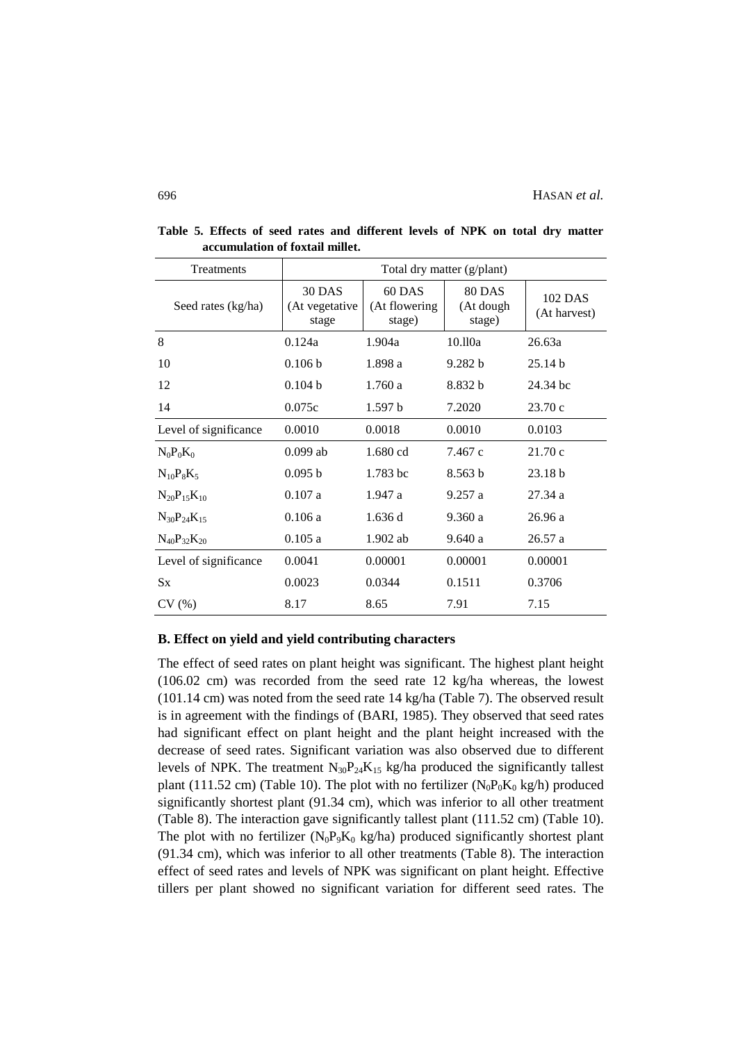**Table 5. Effects of seed rates and different levels of NPK on total dry matter accumulation of foxtail millet.**

| Treatments | Total dry matter (g/plant) | | | |
|---|---|---|---|---|
| Seed rates (kg/ha) | 30 DAS (At vegetative stage | 60 DAS (At flowering stage) | 80 DAS (At dough stage) | 102 DAS (At harvest) |
| 8 | 0.124a | 1.904a | 10.ll0a | 26.63a |
| 10 | 0.106 b | 1.898 a | 9.282 b | 25.14 b |
| 12 | 0.104 b | 1.760 a | 8.832 b | 24.34 bc |
| 14 | 0.075c | 1.597 b | 7.2020 | 23.70 c |
| Level of significance | 0.0010 | 0.0018 | 0.0010 | 0.0103 |
| $N_0P_0K_0$ | 0.099 ab | 1.680 cd | 7.467 c | 21.70 c |
| $N_{10}P_8K_5$ | 0.095 b | 1.783 bc | 8.563 b | 23.18 b |
| $N_{20}P_{15}K_{10}$ | 0.107 a | 1.947 a | 9.257 a | 27.34 a |
| $N_{30}P_{24}K_{15}$ | 0.106 a | 1.636 d | 9.360 a | 26.96 a |
| $N_{40}P_{32}K_{20}$ | 0.105 a | 1.902 ab | 9.640 a | 26.57 a |
| Level of significance | 0.0041 | 0.00001 | 0.00001 | 0.00001 |
| Sx | 0.0023 | 0.0344 | 0.1511 | 0.3706 |
| CV (%) | 8.17 | 8.65 | 7.91 | 7.15 |

### B. Effect on yield and yield contributing characters

The effect of seed rates on plant height was significant. The highest plant height (106.02 cm) was recorded from the seed rate 12 kg/ha whereas, the lowest (101.14 cm) was noted from the seed rate 14 kg/ha (Table 7). The observed result is in agreement with the findings of (BARI, 1985). They observed that seed rates had significant effect on plant height and the plant height increased with the decrease of seed rates. Significant variation was also observed due to different levels of NPK. The treatment $N_{30}P_{24}K_{15}$ kg/ha produced the significantly tallest plant (111.52 cm) (Table 10). The plot with no fertilizer ($N_0P_0K_0$ kg/h) produced significantly shortest plant (91.34 cm), which was inferior to all other treatment (Table 8). The interaction gave significantly tallest plant (111.52 cm) (Table 10). The plot with no fertilizer ($N_0P_9K_0$ kg/ha) produced significantly shortest plant (91.34 cm), which was inferior to all other treatments (Table 8). The interaction effect of seed rates and levels of NPK was significant on plant height. Effective tillers per plant showed no significant variation for different seed rates. The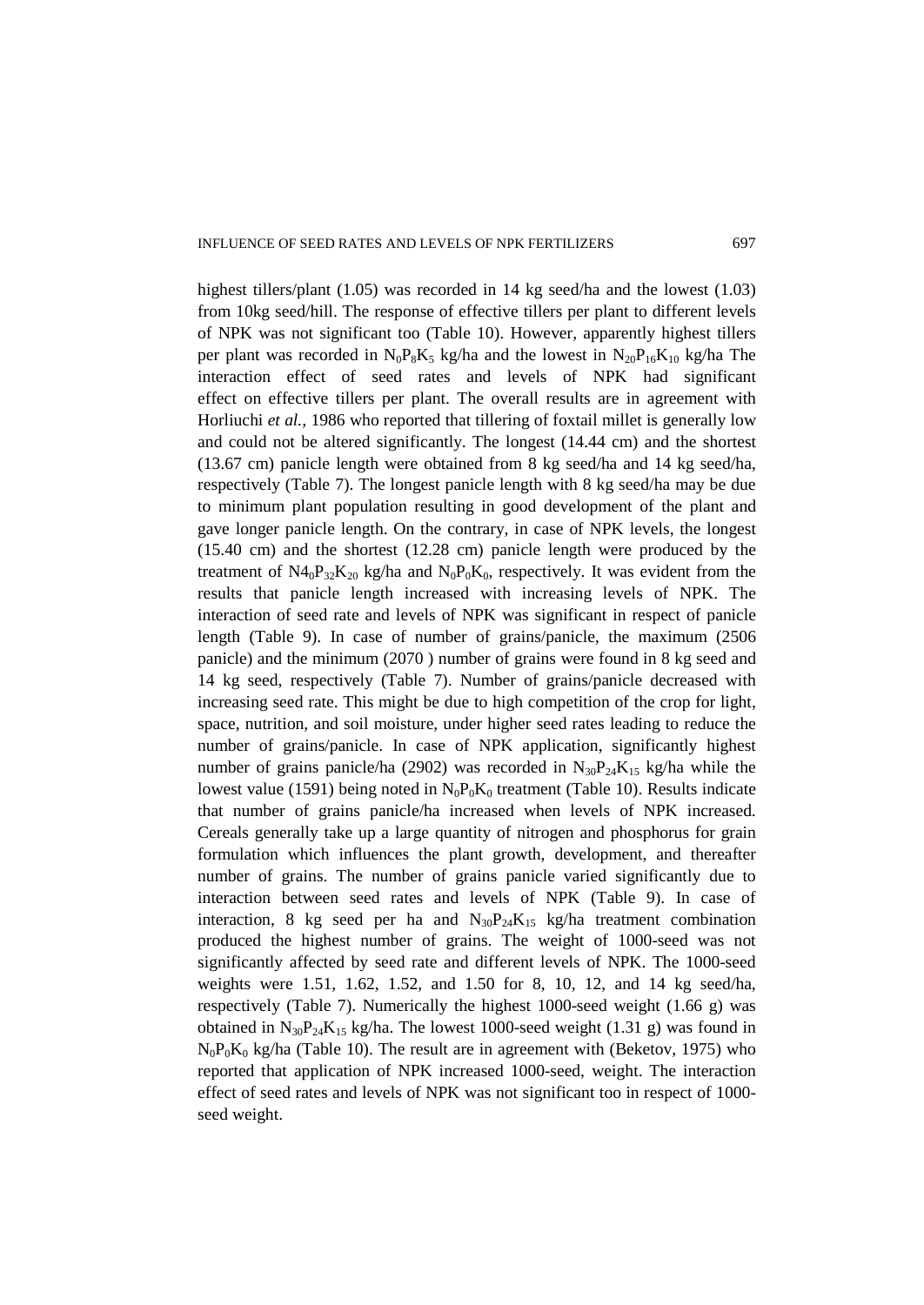highest tillers/plant (1.05) was recorded in 14 kg seed/ha and the lowest (1.03) from 10kg seed/hill. The response of effective tillers per plant to different levels of NPK was not significant too (Table 10). However, apparently highest tillers per plant was recorded in $N_0P_8K_5$ kg/ha and the lowest in $N_{20}P_{16}K_{10}$ kg/ha The interaction effect of seed rates and levels of NPK had significant effect on effective tillers per plant. The overall results are in agreement with Horliuchi *et al.*, 1986 who reported that tillering of foxtail millet is generally low and could not be altered significantly. The longest (14.44 cm) and the shortest (13.67 cm) panicle length were obtained from 8 kg seed/ha and 14 kg seed/ha, respectively (Table 7). The longest panicle length with 8 kg seed/ha may be due to minimum plant population resulting in good development of the plant and gave longer panicle length. On the contrary, in case of NPK levels, the longest (15.40 cm) and the shortest (12.28 cm) panicle length were produced by the treatment of $N4_0P_{32}K_{20}$ kg/ha and $N_0P_0K_0$, respectively. It was evident from the results that panicle length increased with increasing levels of NPK. The interaction of seed rate and levels of NPK was significant in respect of panicle length (Table 9). In case of number of grains/panicle, the maximum (2506 panicle) and the minimum (2070 ) number of grains were found in 8 kg seed and 14 kg seed, respectively (Table 7). Number of grains/panicle decreased with increasing seed rate. This might be due to high competition of the crop for light, space, nutrition, and soil moisture, under higher seed rates leading to reduce the number of grains/panicle. In case of NPK application, significantly highest number of grains panicle/ha (2902) was recorded in $N_{30}P_{24}K_{15}$ kg/ha while the lowest value (1591) being noted in $N_0P_0K_0$ treatment (Table 10). Results indicate that number of grains panicle/ha increased when levels of NPK increased. Cereals generally take up a large quantity of nitrogen and phosphorus for grain formulation which influences the plant growth, development, and thereafter number of grains. The number of grains panicle varied significantly due to interaction between seed rates and levels of NPK (Table 9). In case of interaction, 8 kg seed per ha and $N_{30}P_{24}K_{15}$ kg/ha treatment combination produced the highest number of grains. The weight of 1000-seed was not significantly affected by seed rate and different levels of NPK. The 1000-seed weights were 1.51, 1.62, 1.52, and 1.50 for 8, 10, 12, and 14 kg seed/ha, respectively (Table 7). Numerically the highest 1000-seed weight (1.66 g) was obtained in $N_{30}P_{24}K_{15}$ kg/ha. The lowest 1000-seed weight (1.31 g) was found in $N_0P_0K_0$ kg/ha (Table 10). The result are in agreement with (Beketov, 1975) who reported that application of NPK increased 1000-seed, weight. The interaction effect of seed rates and levels of NPK was not significant too in respect of 1000-seed weight.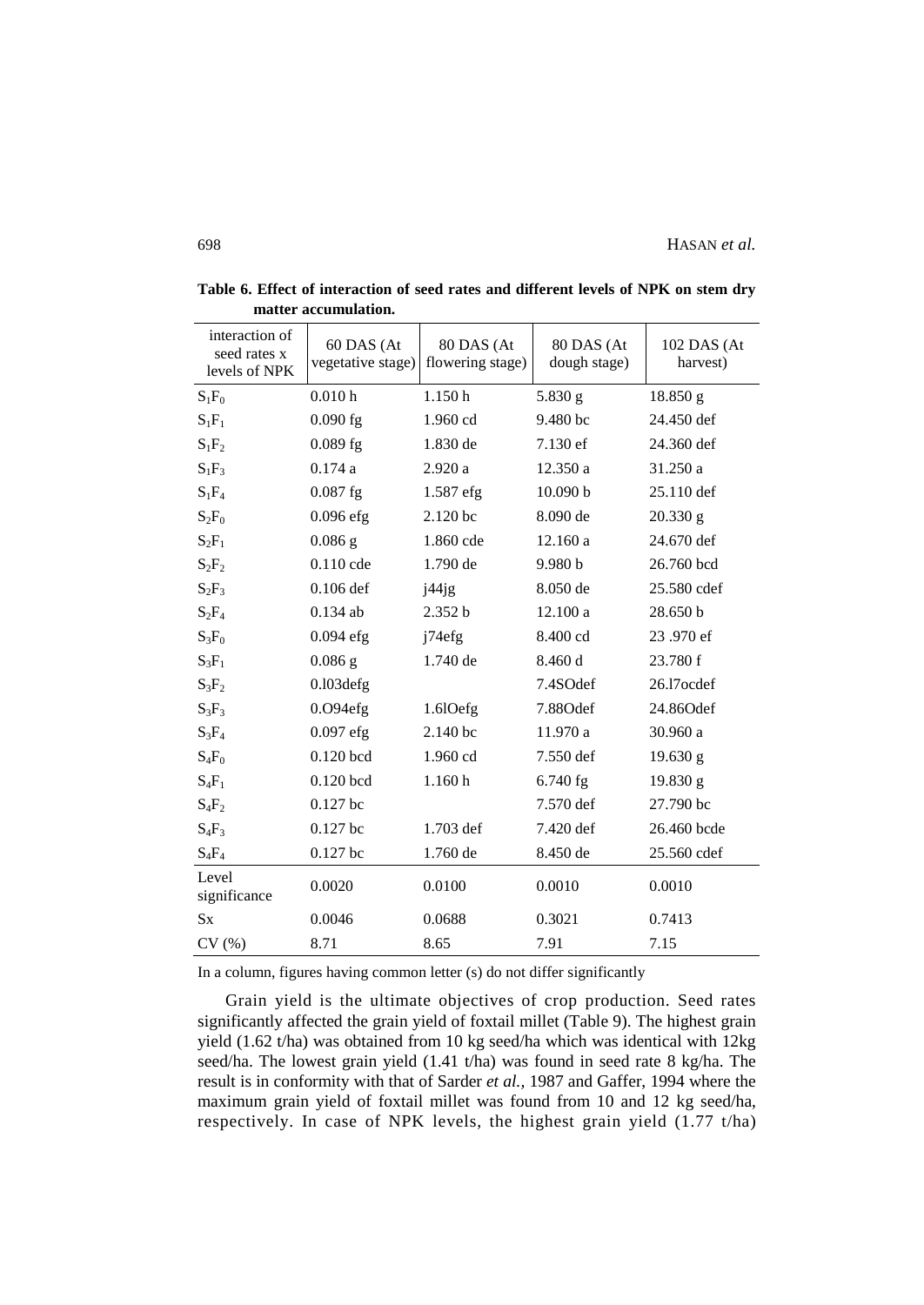**Table 6. Effect of interaction of seed rates and different levels of NPK on stem dry matter accumulation.**

| interaction of seed rates x levels of NPK | 60 DAS (At vegetative stage) | 80 DAS (At flowering stage) | 80 DAS (At dough stage) | 102 DAS (At harvest) |
|---|---|---|---|---|
| $S_1F_0$ | 0.010 h | 1.150 h | 5.830 g | 18.850 g |
| $S_1F_1$ | 0.090 fg | 1.960 cd | 9.480 bc | 24.450 def |
| $S_1F_2$ | 0.089 fg | 1.830 de | 7.130 ef | 24.360 def |
| $S_1F_3$ | 0.174 a | 2.920 a | 12.350 a | 31.250 a |
| $S_1F_4$ | 0.087 fg | 1.587 efg | 10.090 b | 25.110 def |
| $S_2F_0$ | 0.096 efg | 2.120 bc | 8.090 de | 20.330 g |
| $S_2F_1$ | 0.086 g | 1.860 cde | 12.160 a | 24.670 def |
| $S_2F_2$ | 0.110 cde | 1.790 de | 9.980 b | 26.760 bcd |
| $S_2F_3$ | 0.106 def | j44jg | 8.050 de | 25.580 cdef |
| $S_2F_4$ | 0.134 ab | 2.352 b | 12.100 a | 28.650 b |
| $S_3F_0$ | 0.094 efg | j74efg | 8.400 cd | 23 .970 ef |
| $S_3F_1$ | 0.086 g | 1.740 de | 8.460 d | 23.780 f |
| $S_3F_2$ | 0.l03defg | | 7.4SOdef | 26.l7ocdef |
| $S_3F_3$ | 0.O94efg | 1.6lOefg | 7.88Odef | 24.86Odef |
| $S_3F_4$ | 0.097 efg | 2.140 bc | 11.970 a | 30.960 a |
| $S_4F_0$ | 0.120 bcd | 1.960 cd | 7.550 def | 19.630 g |
| $S_4F_1$ | 0.120 bcd | 1.160 h | 6.740 fg | 19.830 g |
| $S_4F_2$ | 0.127 bc | | 7.570 def | 27.790 bc |
| $S_4F_3$ | 0.127 bc | 1.703 def | 7.420 def | 26.460 bcde |
| $S_4F_4$ | 0.127 bc | 1.760 de | 8.450 de | 25.560 cdef |
| Level significance | 0.0020 | 0.0100 | 0.0010 | 0.0010 |
| Sx | 0.0046 | 0.0688 | 0.3021 | 0.7413 |
| CV (%) | 8.71 | 8.65 | 7.91 | 7.15 |

In a column, figures having common letter (s) do not differ significantly

Grain yield is the ultimate objectives of crop production. Seed rates significantly affected the grain yield of foxtail millet (Table 9). The highest grain yield (1.62 t/ha) was obtained from 10 kg seed/ha which was identical with 12kg seed/ha. The lowest grain yield (1.41 t/ha) was found in seed rate 8 kg/ha. The result is in conformity with that of Sarder *et al.*, 1987 and Gaffer, 1994 where the maximum grain yield of foxtail millet was found from 10 and 12 kg seed/ha, respectively. In case of NPK levels, the highest grain yield (1.77 t/ha)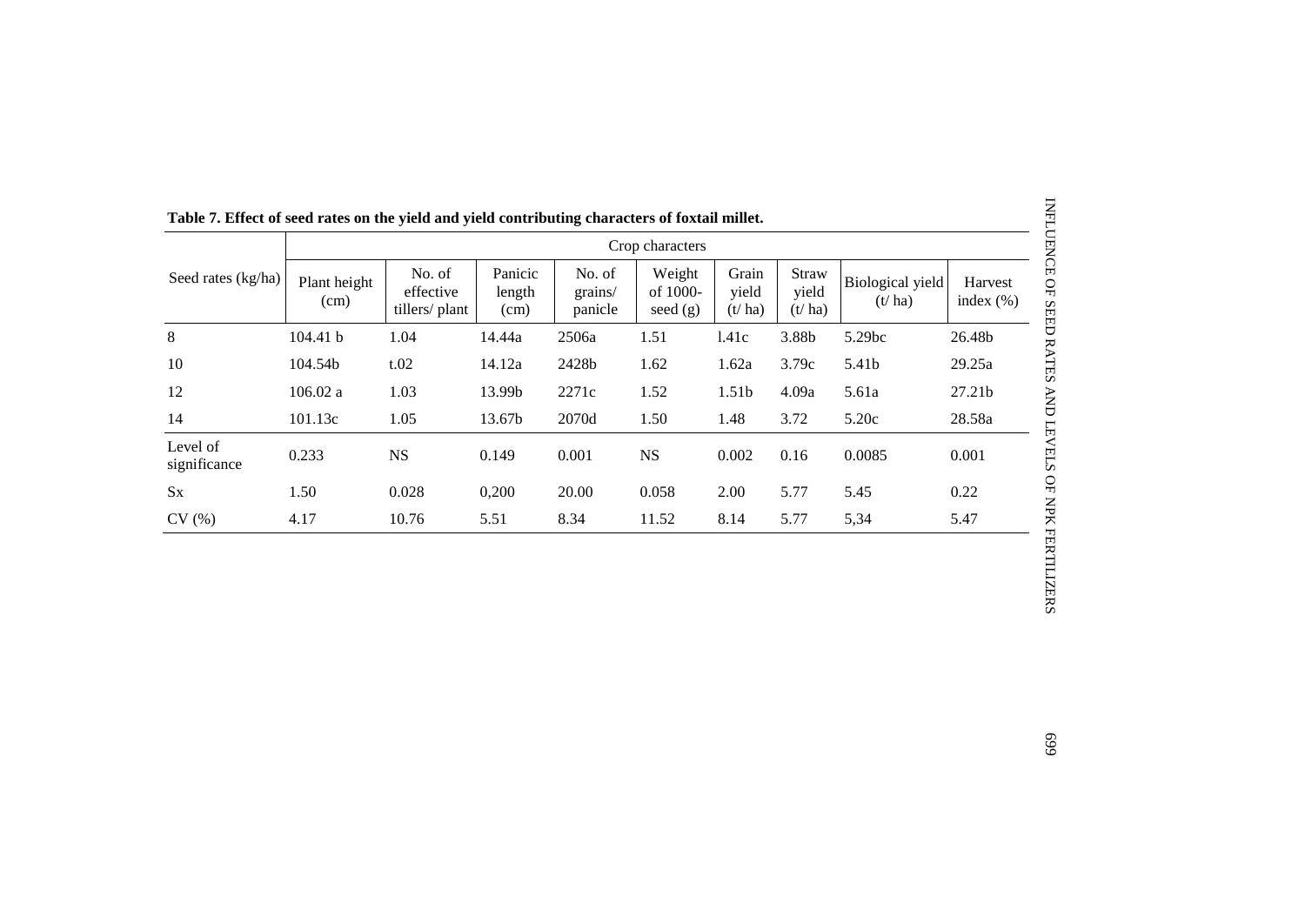**Table 7. Effect of seed rates on the yield and yield contributing characters of foxtail millet.**

| Seed rates (kg/ha) | Crop characters | | | | | | | | |
|---|---|---|---|---|---|---|---|---|---|
| | Plant height (cm) | No. of effective tillers/ plant | Panicic length (cm) | No. of grains/ panicle | Weight of 1000-seed (g) | Grain yield (t/ ha) | Straw yield (t/ ha) | Biological yield (t/ ha) | Harvest index (%) |
| 8 | 104.41 b | 1.04 | 14.44a | 2506a | 1.51 | l.41c | 3.88b | 5.29bc | 26.48b |
| 10 | 104.54b | t.02 | 14.12a | 2428b | 1.62 | 1.62a | 3.79c | 5.41b | 29.25a |
| 12 | 106.02 a | 1.03 | 13.99b | 2271c | 1.52 | 1.51b | 4.09a | 5.61a | 27.21b |
| 14 | 101.13c | 1.05 | 13.67b | 2070d | 1.50 | 1.48 | 3.72 | 5.20c | 28.58a |
| Level of significance | 0.233 | NS | 0.149 | 0.001 | NS | 0.002 | 0.16 | 0.0085 | 0.001 |
| Sx | 1.50 | 0.028 | 0,200 | 20.00 | 0.058 | 2.00 | 5.77 | 5.45 | 0.22 |
| CV (%) | 4.17 | 10.76 | 5.51 | 8.34 | 11.52 | 8.14 | 5.77 | 5,34 | 5.47 |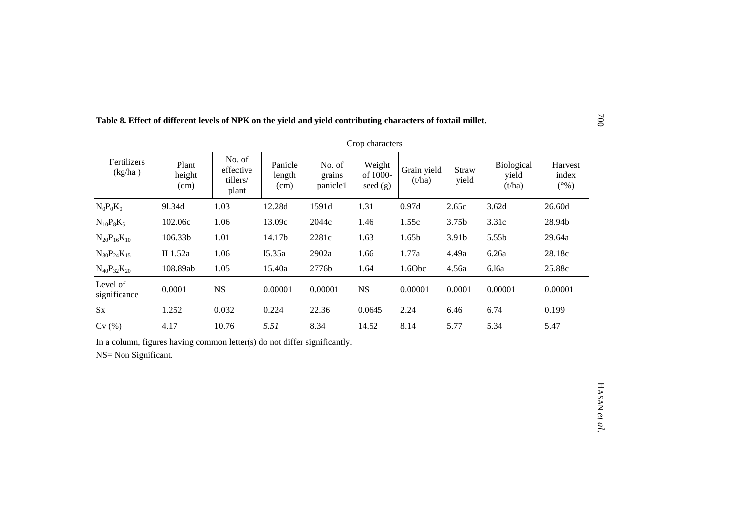**Table 8. Effect of different levels of NPK on the yield and yield contributing characters of foxtail millet.**

| Fertilizers (kg/ha ) | Crop characters | | | | | | | | |
|---|---|---|---|---|---|---|---|---|---|
| | Plant height (cm) | No. of effective tillers/ plant | Panicle length (cm) | No. of grains panicle1 | Weight of 1000-seed (g) | Grain yield (t/ha) | Straw yield | Biological yield (t/ha) | Harvest index (°%) |
| $N_0P_0K_0$ | 9l.34d | 1.03 | 12.28d | 1591d | 1.31 | 0.97d | 2.65c | 3.62d | 26.60d |
| $N_{10}P_8K_5$ | 102.06c | 1.06 | 13.09c | 2044c | 1.46 | 1.55c | 3.75b | 3.31c | 28.94b |
| $N_{20}P_{16}K_{10}$ | 106.33b | 1.01 | 14.17b | 2281c | 1.63 | 1.65b | 3.91b | 5.55b | 29.64a |
| $N_{30}P_{24}K_{15}$ | II 1.52a | 1.06 | l5.35a | 2902a | 1.66 | 1.77a | 4.49a | 6.26a | 28.18c |
| $N_{40}P_{32}K_{20}$ | 108.89ab | 1.05 | 15.40a | 2776b | 1.64 | 1.6Obc | 4.56a | 6.l6a | 25.88c |
| Level of significance | 0.0001 | NS | 0.00001 | 0.00001 | NS | 0.00001 | 0.0001 | 0.00001 | 0.00001 |
| Sx | 1.252 | 0.032 | 0.224 | 22.36 | 0.0645 | 2.24 | 6.46 | 6.74 | 0.199 |
| Cv (%) | 4.17 | 10.76 | *5.51* | 8.34 | 14.52 | 8.14 | 5.77 | 5.34 | 5.47 |

In a column, figures having common letter(s) do not differ significantly.

NS= Non Significant.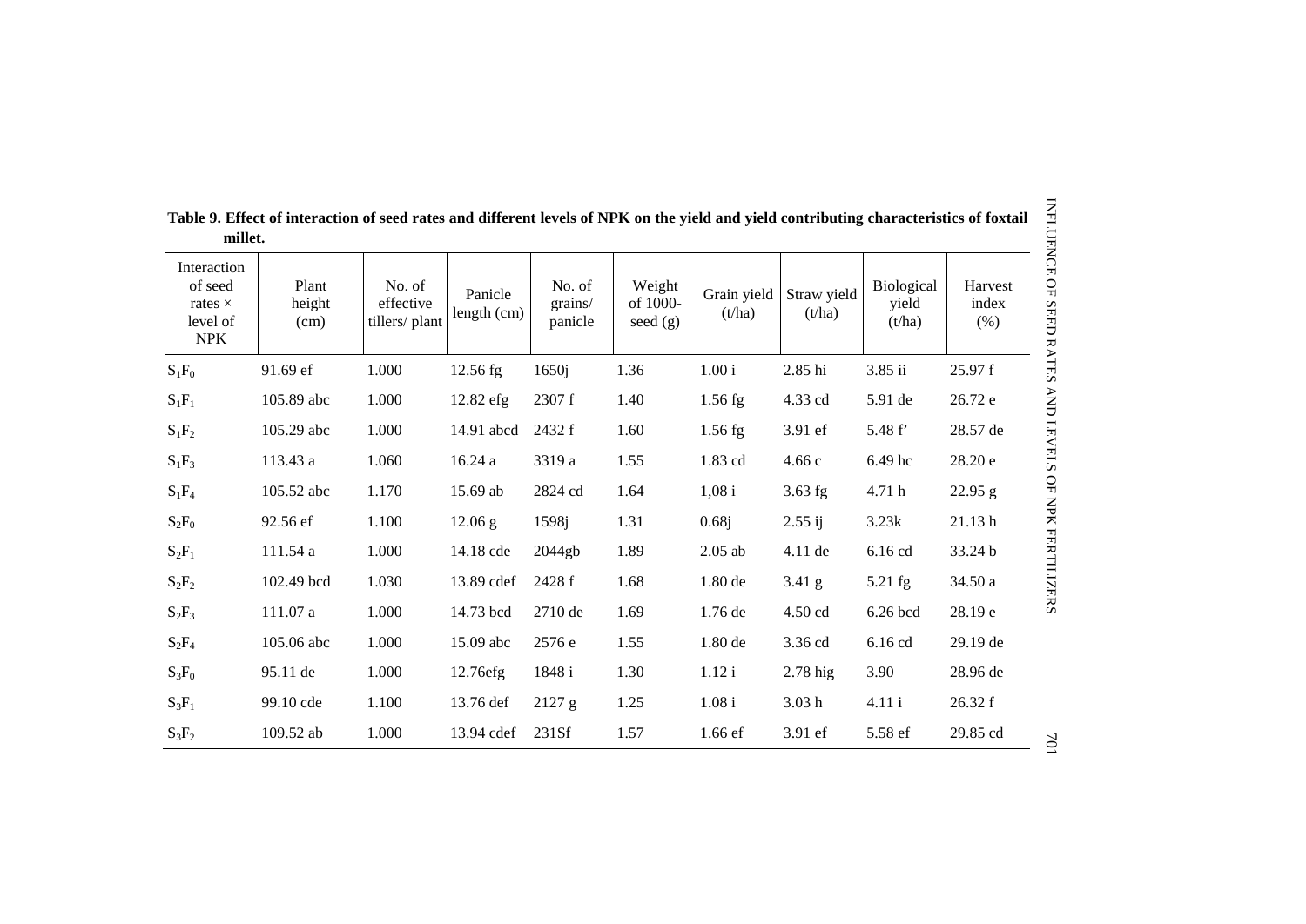**Table 9. Effect of interaction of seed rates and different levels of NPK on the yield and yield contributing characteristics of foxtail millet.**

| Interaction of seed rates × level of NPK | Plant height (cm) | No. of effective tillers/ plant | Panicle length (cm) | No. of grains/ panicle | Weight of 1000-seed (g) | Grain yield (t/ha) | Straw yield (t/ha) | Biological yield (t/ha) | Harvest index (%) |
|---|---|---|---|---|---|---|---|---|---|
| $S_1F_0$ | 91.69 ef | 1.000 | 12.56 fg | 1650j | 1.36 | 1.00 i | 2.85 hi | 3.85 ii | 25.97 f |
| $S_1F_1$ | 105.89 abc | 1.000 | 12.82 efg | 2307 f | 1.40 | 1.56 fg | 4.33 cd | 5.91 de | 26.72 e |
| $S_1F_2$ | 105.29 abc | 1.000 | 14.91 abcd | 2432 f | 1.60 | 1.56 fg | 3.91 ef | 5.48 f' | 28.57 de |
| $S_1F_3$ | 113.43 a | 1.060 | 16.24 a | 3319 a | 1.55 | 1.83 cd | 4.66 c | 6.49 hc | 28.20 e |
| $S_1F_4$ | 105.52 abc | 1.170 | 15.69 ab | 2824 cd | 1.64 | 1,08 i | 3.63 fg | 4.71 h | 22.95 g |
| $S_2F_0$ | 92.56 ef | 1.100 | 12.06 g | 1598j | 1.31 | 0.68j | 2.55 ij | 3.23k | 21.13 h |
| $S_2F_1$ | 111.54 a | 1.000 | 14.18 cde | 2044gb | 1.89 | 2.05 ab | 4.11 de | 6.16 cd | 33.24 b |
| $S_2F_2$ | 102.49 bcd | 1.030 | 13.89 cdef | 2428 f | 1.68 | 1.80 de | 3.41 g | 5.21 fg | 34.50 a |
| $S_2F_3$ | 111.07 a | 1.000 | 14.73 bcd | 2710 de | 1.69 | 1.76 de | 4.50 cd | 6.26 bcd | 28.19 e |
| $S_2F_4$ | 105.06 abc | 1.000 | 15.09 abc | 2576 e | 1.55 | 1.80 de | 3.36 cd | 6.16 cd | 29.19 de |
| $S_3F_0$ | 95.11 de | 1.000 | 12.76efg | 1848 i | 1.30 | 1.12 i | 2.78 hig | 3.90 | 28.96 de |
| $S_3F_1$ | 99.10 cde | 1.100 | 13.76 def | 2127 g | 1.25 | 1.08 i | 3.03 h | 4.11 i | 26.32 f |
| $S_3F_2$ | 109.52 ab | 1.000 | 13.94 cdef | 231Sf | 1.57 | 1.66 ef | 3.91 ef | 5.58 ef | 29.85 cd |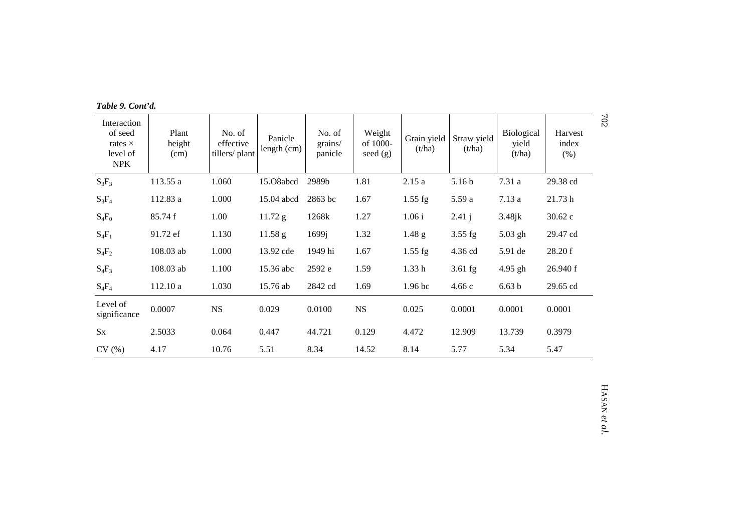*Table 9. Cont'd.*

| Interaction of seed rates × level of NPK | Plant height (cm) | No. of effective tillers/ plant | Panicle length (cm) | No. of grains/ panicle | Weight of 1000-seed (g) | Grain yield (t/ha) | Straw yield (t/ha) | Biological yield (t/ha) | Harvest index (%) |
|---|---|---|---|---|---|---|---|---|---|
| $S_3F_3$ | 113.55 a | 1.060 | 15.O8abcd | 2989b | 1.81 | 2.15 a | 5.16 b | 7.31 a | 29.38 cd |
| $S_3F_4$ | 112.83 a | 1.000 | 15.04 abcd | 2863 bc | 1.67 | 1.55 fg | 5.59 a | 7.13 a | 21.73 h |
| $S_4F_0$ | 85.74 f | 1.00 | 11.72 g | 1268k | 1.27 | 1.06 i | 2.41 j | 3.48jk | 30.62 c |
| $S_4F_1$ | 91.72 ef | 1.130 | 11.58 g | 1699j | 1.32 | 1.48 g | 3.55 fg | 5.03 gh | 29.47 cd |
| $S_4F_2$ | 108.03 ab | 1.000 | 13.92 cde | 1949 hi | 1.67 | 1.55 fg | 4.36 cd | 5.91 de | 28.20 f |
| $S_4F_3$ | 108.03 ab | 1.100 | 15.36 abc | 2592 e | 1.59 | 1.33 h | 3.61 fg | 4.95 gh | 26.940 f |
| $S_4F_4$ | 112.10 a | 1.030 | 15.76 ab | 2842 cd | 1.69 | 1.96 bc | 4.66 c | 6.63 b | 29.65 cd |
| Level of significance | 0.0007 | NS | 0.029 | 0.0100 | NS | 0.025 | 0.0001 | 0.0001 | 0.0001 |
| Sx | 2.5033 | 0.064 | 0.447 | 44.721 | 0.129 | 4.472 | 12.909 | 13.739 | 0.3979 |
| CV (%) | 4.17 | 10.76 | 5.51 | 8.34 | 14.52 | 8.14 | 5.77 | 5.34 | 5.47 |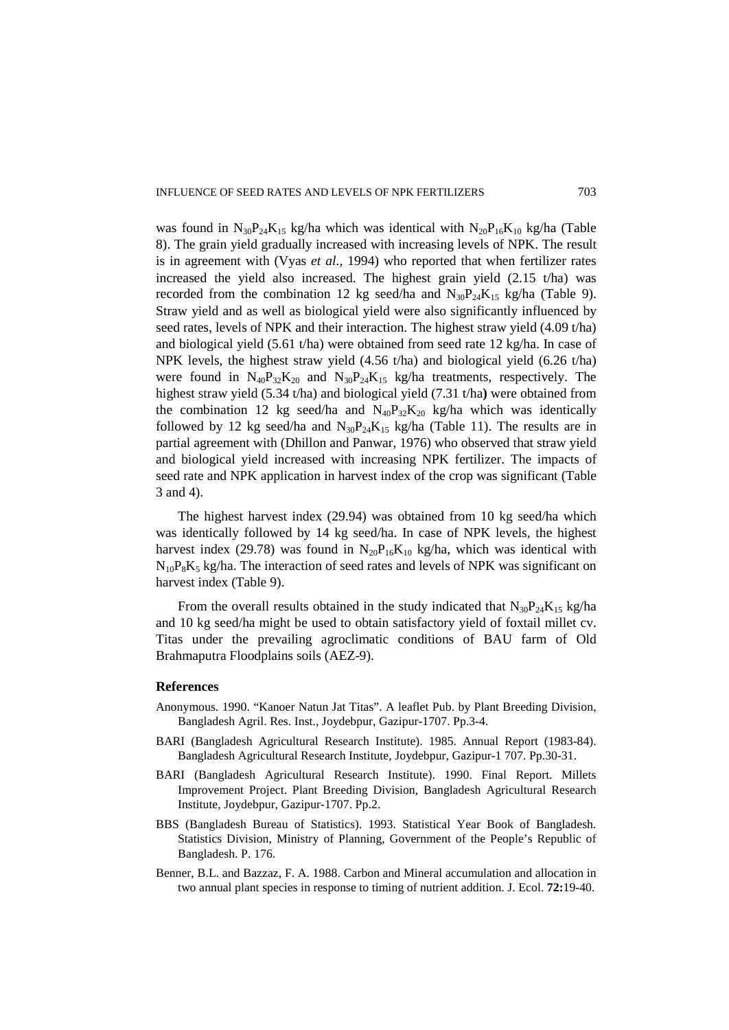was found in $N_{30}P_{24}K_{15}$ kg/ha which was identical with $N_{20}P_{16}K_{10}$ kg/ha (Table 8). The grain yield gradually increased with increasing levels of NPK. The result is in agreement with (Vyas *et al.,* 1994) who reported that when fertilizer rates increased the yield also increased. The highest grain yield (2.15 t/ha) was recorded from the combination 12 kg seed/ha and $N_{30}P_{24}K_{15}$ kg/ha (Table 9). Straw yield and as well as biological yield were also significantly influenced by seed rates, levels of NPK and their interaction. The highest straw yield (4.09 t/ha) and biological yield (5.61 t/ha) were obtained from seed rate 12 kg/ha. In case of NPK levels, the highest straw yield (4.56 t/ha) and biological yield (6.26 t/ha) were found in $N_{40}P_{32}K_{20}$ and $N_{30}P_{24}K_{15}$ kg/ha treatments, respectively. The highest straw yield (5.34 t/ha) and biological yield (7.31 t/ha**)** were obtained from the combination 12 kg seed/ha and $N_{40}P_{32}K_{20}$ kg/ha which was identically followed by 12 kg seed/ha and $N_{30}P_{24}K_{15}$ kg/ha (Table 11). The results are in partial agreement with (Dhillon and Panwar, 1976) who observed that straw yield and biological yield increased with increasing NPK fertilizer. The impacts of seed rate and NPK application in harvest index of the crop was significant (Table 3 and 4).

The highest harvest index (29.94) was obtained from 10 kg seed/ha which was identically followed by 14 kg seed/ha. In case of NPK levels, the highest harvest index (29.78) was found in $N_{20}P_{16}K_{10}$ kg/ha, which was identical with $N_{10}P_{8}K_{5}$ kg/ha. The interaction of seed rates and levels of NPK was significant on harvest index (Table 9).

From the overall results obtained in the study indicated that $N_{30}P_{24}K_{15}$ kg/ha and 10 kg seed/ha might be used to obtain satisfactory yield of foxtail millet cv. Titas under the prevailing agroclimatic conditions of BAU farm of Old Brahmaputra Floodplains soils (AEZ-9).

## References

Anonymous. 1990. "Kanoer Natun Jat Titas". A leaflet Pub. by Plant Breeding Division, Bangladesh Agril. Res. Inst., Joydebpur, Gazipur-1707. Pp.3-4.

BARI (Bangladesh Agricultural Research Institute). 1985. Annual Report (1983-84). Bangladesh Agricultural Research Institute, Joydebpur, Gazipur-1 707. Pp.30-31.

BARI (Bangladesh Agricultural Research Institute). 1990. Final Report. Millets Improvement Project. Plant Breeding Division, Bangladesh Agricultural Research Institute, Joydebpur, Gazipur-1707. Pp.2.

BBS (Bangladesh Bureau of Statistics). 1993. Statistical Year Book of Bangladesh. Statistics Division, Ministry of Planning, Government of the People's Republic of Bangladesh. P. 176.

Benner, B.L. and Bazzaz, F. A. 1988. Carbon and Mineral accumulation and allocation in two annual plant species in response to timing of nutrient addition. J. Ecol. **72:**19-40.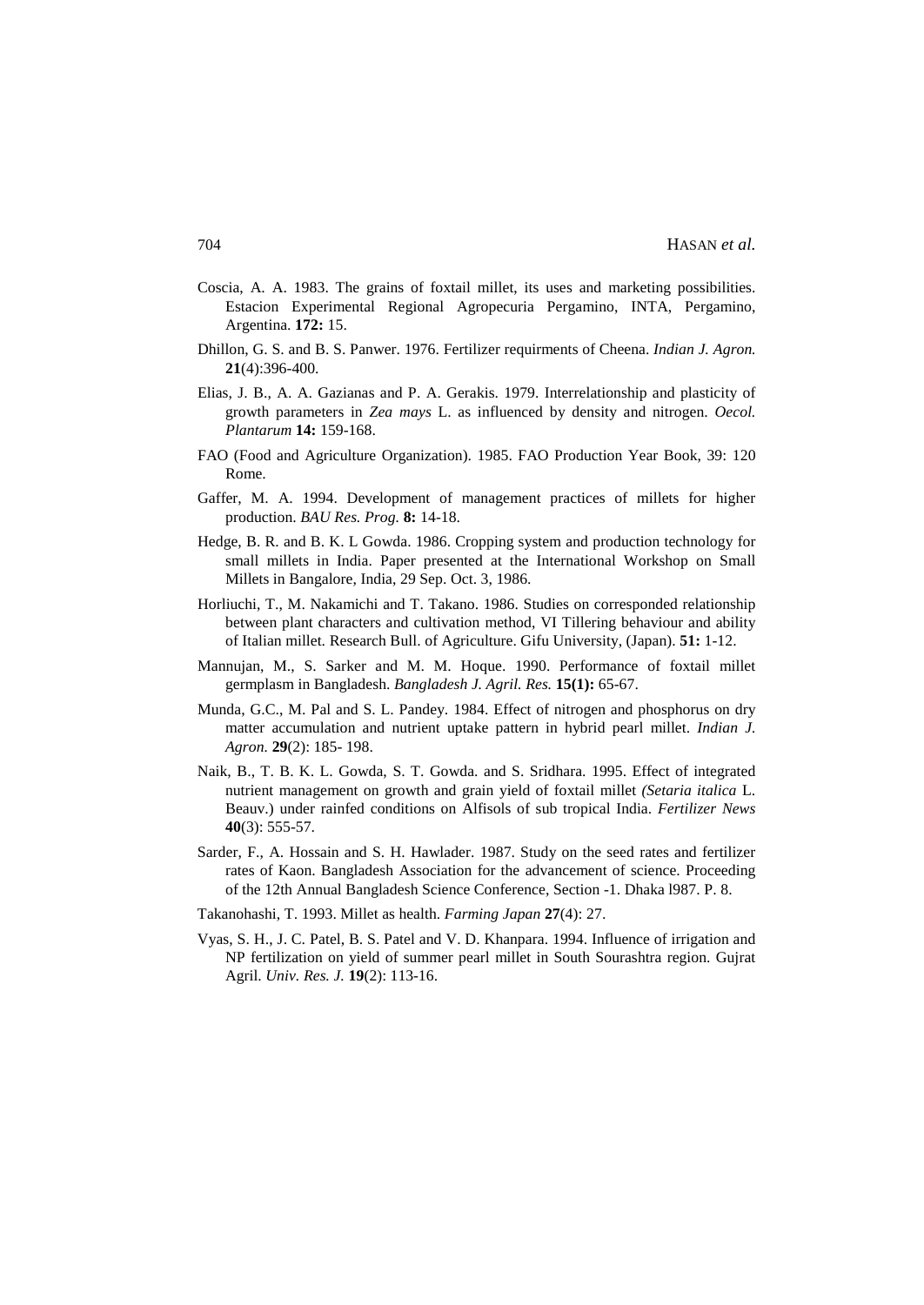Coscia, A. A. 1983. The grains of foxtail millet, its uses and marketing possibilities. Estacion Experimental Regional Agropecuria Pergamino, INTA, Pergamino, Argentina. **172:** 15.

Dhillon, G. S. and B. S. Panwer. 1976. Fertilizer requirments of Cheena. *Indian J. Agron.* **21**(4):396-400.

Elias, J. B., A. A. Gazianas and P. A. Gerakis. 1979. Interrelationship and plasticity of growth parameters in *Zea mays* L. as influenced by density and nitrogen. *Oecol. Plantarum* **14:** 159-168.

FAO (Food and Agriculture Organization). 1985. FAO Production Year Book, 39: 120 Rome.

Gaffer, M. A. 1994. Development of management practices of millets for higher production. *BAU Res. Prog.* **8:** 14-18.

Hedge, B. R. and B. K. L Gowda. 1986. Cropping system and production technology for small millets in India. Paper presented at the International Workshop on Small Millets in Bangalore, India, 29 Sep. Oct. 3, 1986.

Horliuchi, T., M. Nakamichi and T. Takano. 1986. Studies on corresponded relationship between plant characters and cultivation method, VI Tillering behaviour and ability of Italian millet. Research Bull. of Agriculture. Gifu University, (Japan). **51:** 1-12.

Mannujan, M., S. Sarker and M. M. Hoque. 1990. Performance of foxtail millet germplasm in Bangladesh. *Bangladesh J. Agril. Res.* **15(1):** 65-67.

Munda, G.C., M. Pal and S. L. Pandey. 1984. Effect of nitrogen and phosphorus on dry matter accumulation and nutrient uptake pattern in hybrid pearl millet. *Indian J. Agron.* **29**(2): 185- 198.

Naik, B., T. B. K. L. Gowda, S. T. Gowda. and S. Sridhara. 1995. Effect of integrated nutrient management on growth and grain yield of foxtail millet *(Setaria italica* L. Beauv.) under rainfed conditions on Alfisols of sub tropical India. *Fertilizer News* **40**(3): 555-57.

Sarder, F., A. Hossain and S. H. Hawlader. 1987. Study on the seed rates and fertilizer rates of Kaon. Bangladesh Association for the advancement of science. Proceeding of the 12th Annual Bangladesh Science Conference, Section -1. Dhaka l987. P. 8.

Takanohashi, T. 1993. Millet as health. *Farming Japan* **27**(4): 27.

Vyas, S. H., J. C. Patel, B. S. Patel and V. D. Khanpara. 1994. Influence of irrigation and NP fertilization on yield of summer pearl millet in South Sourashtra region. Gujrat Agril. *Univ. Res. J.* **19**(2): 113-16.